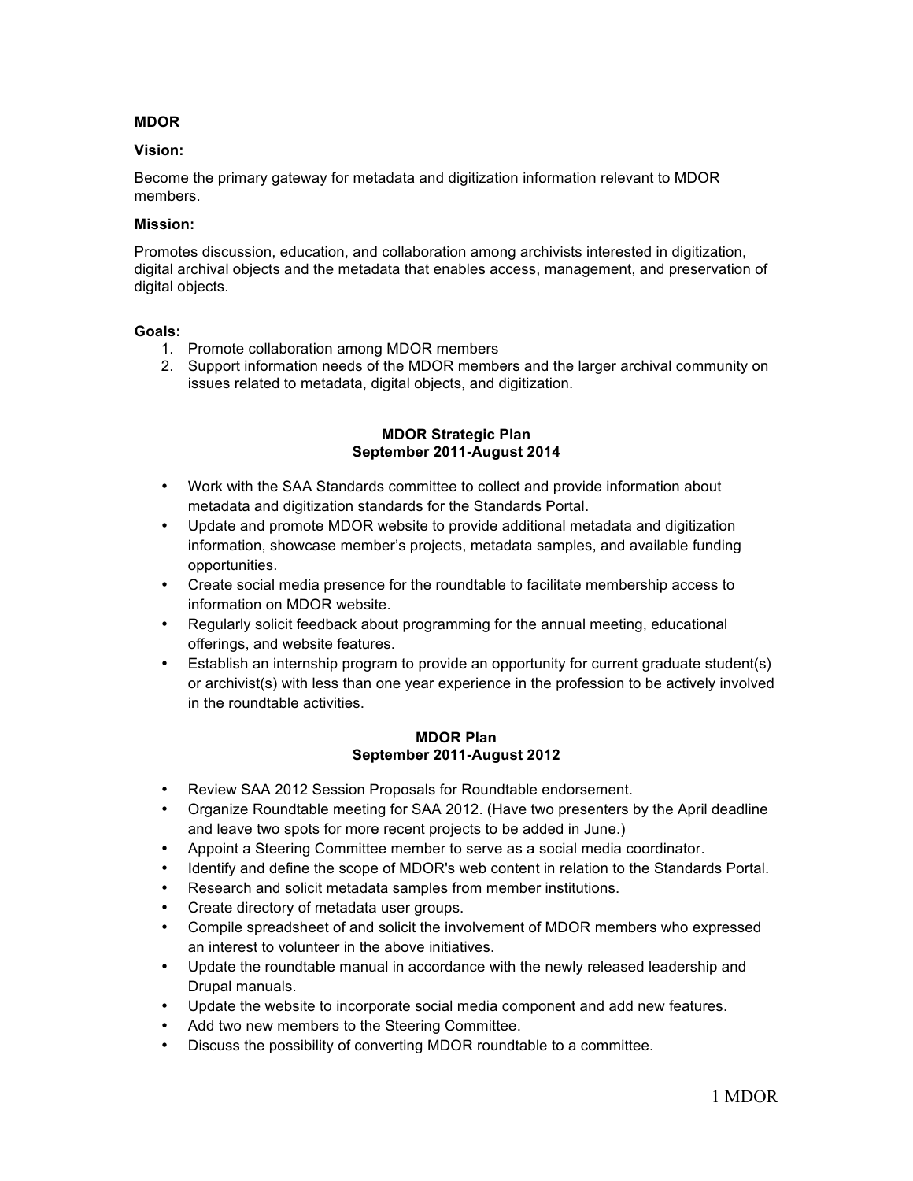**MDOR**

**Vision:**

Become the primary gateway for metadata and digitization information relevant to MDOR members.

**Mission:**

Promotes discussion, education, and collaboration among archivists interested in digitization, digital archival objects and the metadata that enables access, management, and preservation of digital objects.

**Goals:**

1. Promote collaboration among MDOR members
2. Support information needs of the MDOR members and the larger archival community on issues related to metadata, digital objects, and digitization.

**MDOR Strategic Plan**
**September 2011-August 2014**

- Work with the SAA Standards committee to collect and provide information about metadata and digitization standards for the Standards Portal.
- Update and promote MDOR website to provide additional metadata and digitization information, showcase member's projects, metadata samples, and available funding opportunities.
- Create social media presence for the roundtable to facilitate membership access to information on MDOR website.
- Regularly solicit feedback about programming for the annual meeting, educational offerings, and website features.
- Establish an internship program to provide an opportunity for current graduate student(s) or archivist(s) with less than one year experience in the profession to be actively involved in the roundtable activities.

**MDOR Plan**
**September 2011-August 2012**

- Review SAA 2012 Session Proposals for Roundtable endorsement.
- Organize Roundtable meeting for SAA 2012. (Have two presenters by the April deadline and leave two spots for more recent projects to be added in June.)
- Appoint a Steering Committee member to serve as a social media coordinator.
- Identify and define the scope of MDOR's web content in relation to the Standards Portal.
- Research and solicit metadata samples from member institutions.
- Create directory of metadata user groups.
- Compile spreadsheet of and solicit the involvement of MDOR members who expressed an interest to volunteer in the above initiatives.
- Update the roundtable manual in accordance with the newly released leadership and Drupal manuals.
- Update the website to incorporate social media component and add new features.
- Add two new members to the Steering Committee.
- Discuss the possibility of converting MDOR roundtable to a committee.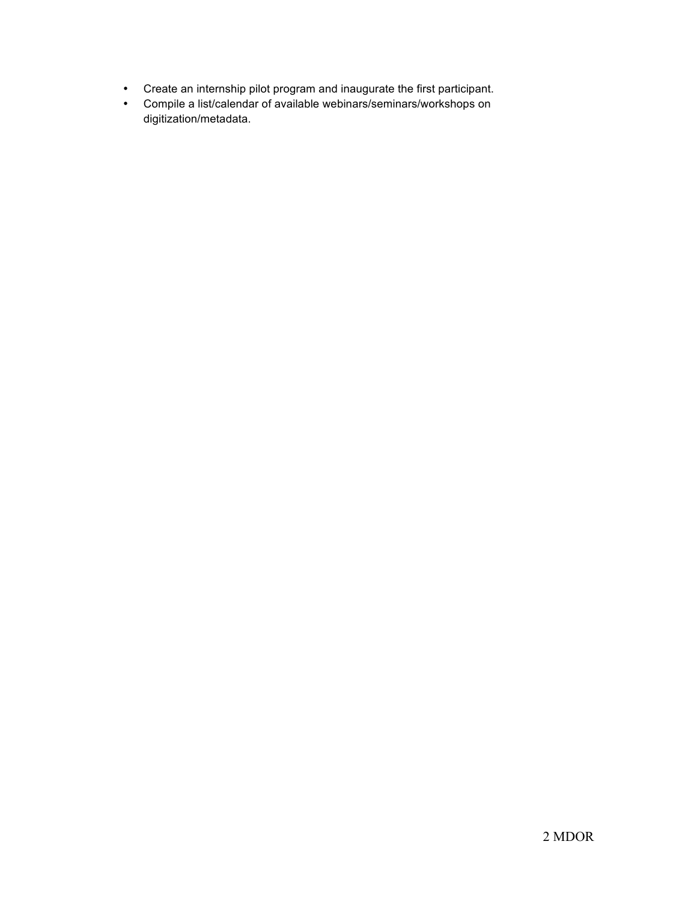- Create an internship pilot program and inaugurate the first participant.
- Compile a list/calendar of available webinars/seminars/workshops on digitization/metadata.